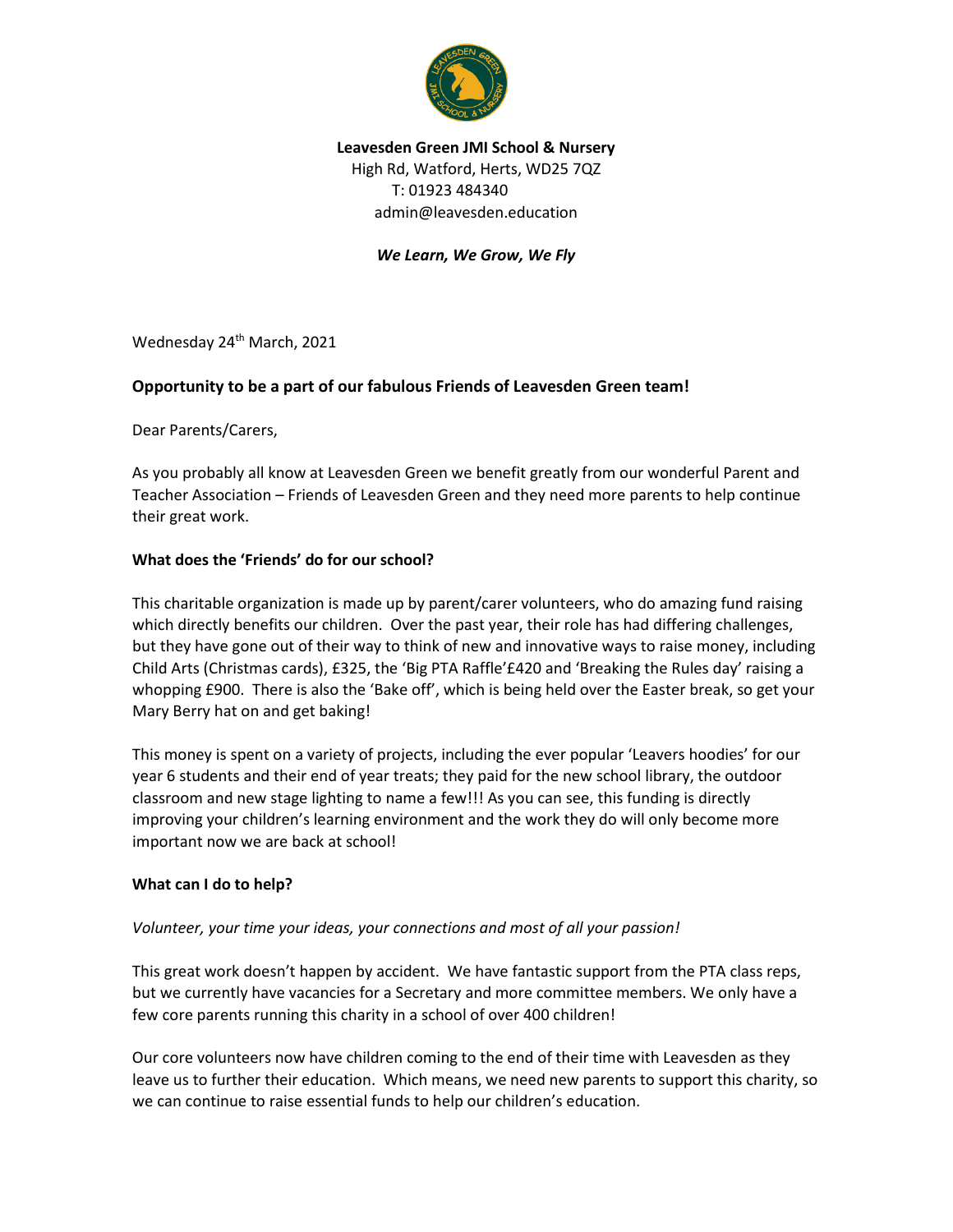**Leavesden Green JMI School & Nursery**
High Rd, Watford, Herts, WD25 7QZ
T: 01923 484340
admin@leavesden.education

*We Learn, We Grow, We Fly*

Wednesday 24th March, 2021

**Opportunity to be a part of our fabulous Friends of Leavesden Green team!**

Dear Parents/Carers,

As you probably all know at Leavesden Green we benefit greatly from our wonderful Parent and Teacher Association – Friends of Leavesden Green and they need more parents to help continue their great work.

**What does the 'Friends' do for our school?**

This charitable organization is made up by parent/carer volunteers, who do amazing fund raising which directly benefits our children. Over the past year, their role has had differing challenges, but they have gone out of their way to think of new and innovative ways to raise money, including Child Arts (Christmas cards), £325, the 'Big PTA Raffle'£420 and 'Breaking the Rules day' raising a whopping £900. There is also the 'Bake off', which is being held over the Easter break, so get your Mary Berry hat on and get baking!

This money is spent on a variety of projects, including the ever popular 'Leavers hoodies' for our year 6 students and their end of year treats; they paid for the new school library, the outdoor classroom and new stage lighting to name a few!!! As you can see, this funding is directly improving your children's learning environment and the work they do will only become more important now we are back at school!

**What can I do to help?**

*Volunteer, your time your ideas, your connections and most of all your passion!*

This great work doesn't happen by accident. We have fantastic support from the PTA class reps, but we currently have vacancies for a Secretary and more committee members. We only have a few core parents running this charity in a school of over 400 children!

Our core volunteers now have children coming to the end of their time with Leavesden as they leave us to further their education. Which means, we need new parents to support this charity, so we can continue to raise essential funds to help our children's education.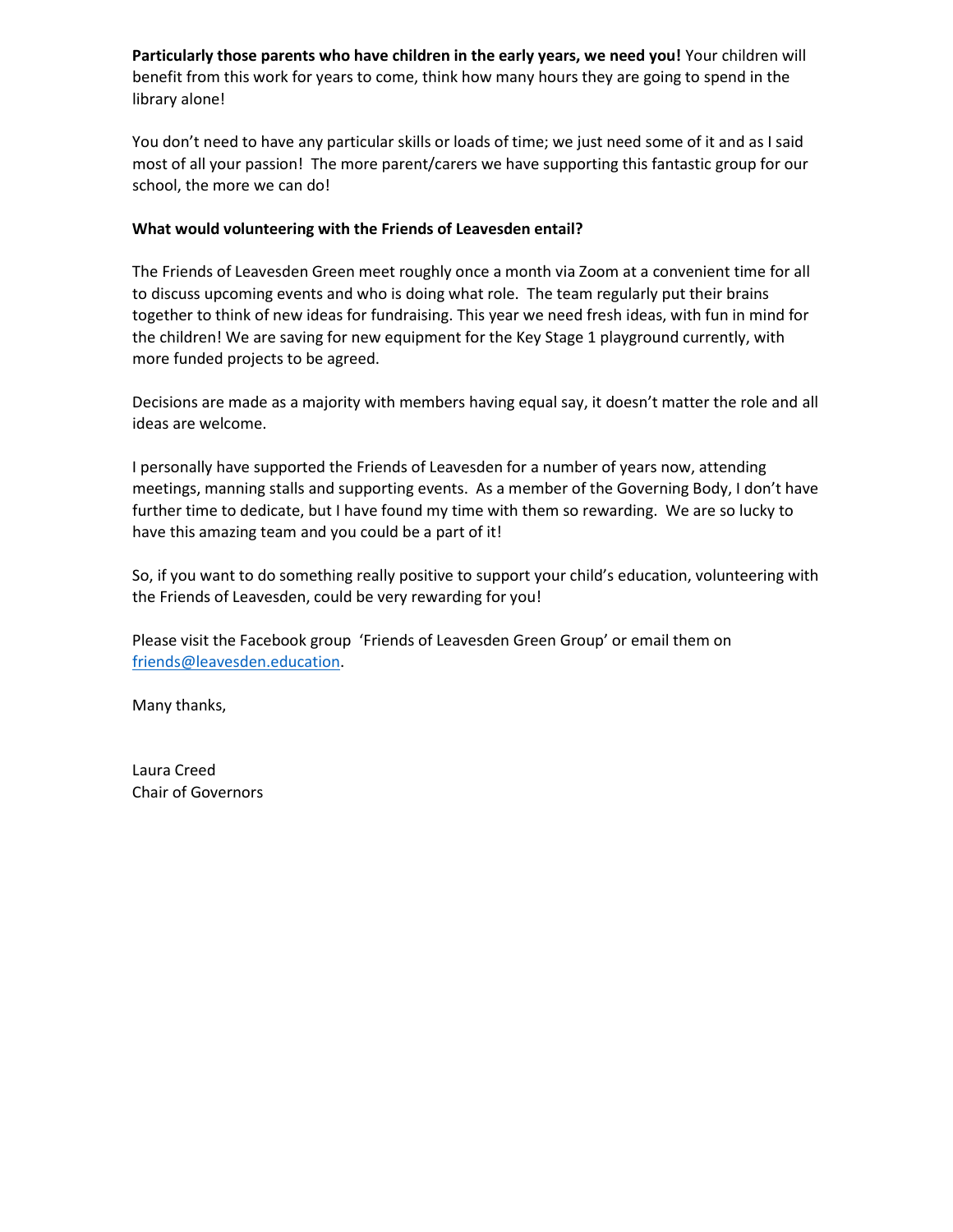**Particularly those parents who have children in the early years, we need you!** Your children will benefit from this work for years to come, think how many hours they are going to spend in the library alone!

You don't need to have any particular skills or loads of time; we just need some of it and as I said most of all your passion! The more parent/carers we have supporting this fantastic group for our school, the more we can do!

**What would volunteering with the Friends of Leavesden entail?**

The Friends of Leavesden Green meet roughly once a month via Zoom at a convenient time for all to discuss upcoming events and who is doing what role. The team regularly put their brains together to think of new ideas for fundraising. This year we need fresh ideas, with fun in mind for the children! We are saving for new equipment for the Key Stage 1 playground currently, with more funded projects to be agreed.

Decisions are made as a majority with members having equal say, it doesn't matter the role and all ideas are welcome.

I personally have supported the Friends of Leavesden for a number of years now, attending meetings, manning stalls and supporting events. As a member of the Governing Body, I don't have further time to dedicate, but I have found my time with them so rewarding. We are so lucky to have this amazing team and you could be a part of it!

So, if you want to do something really positive to support your child's education, volunteering with the Friends of Leavesden, could be very rewarding for you!

Please visit the Facebook group 'Friends of Leavesden Green Group' or email them on friends@leavesden.education.

Many thanks,

Laura Creed
Chair of Governors